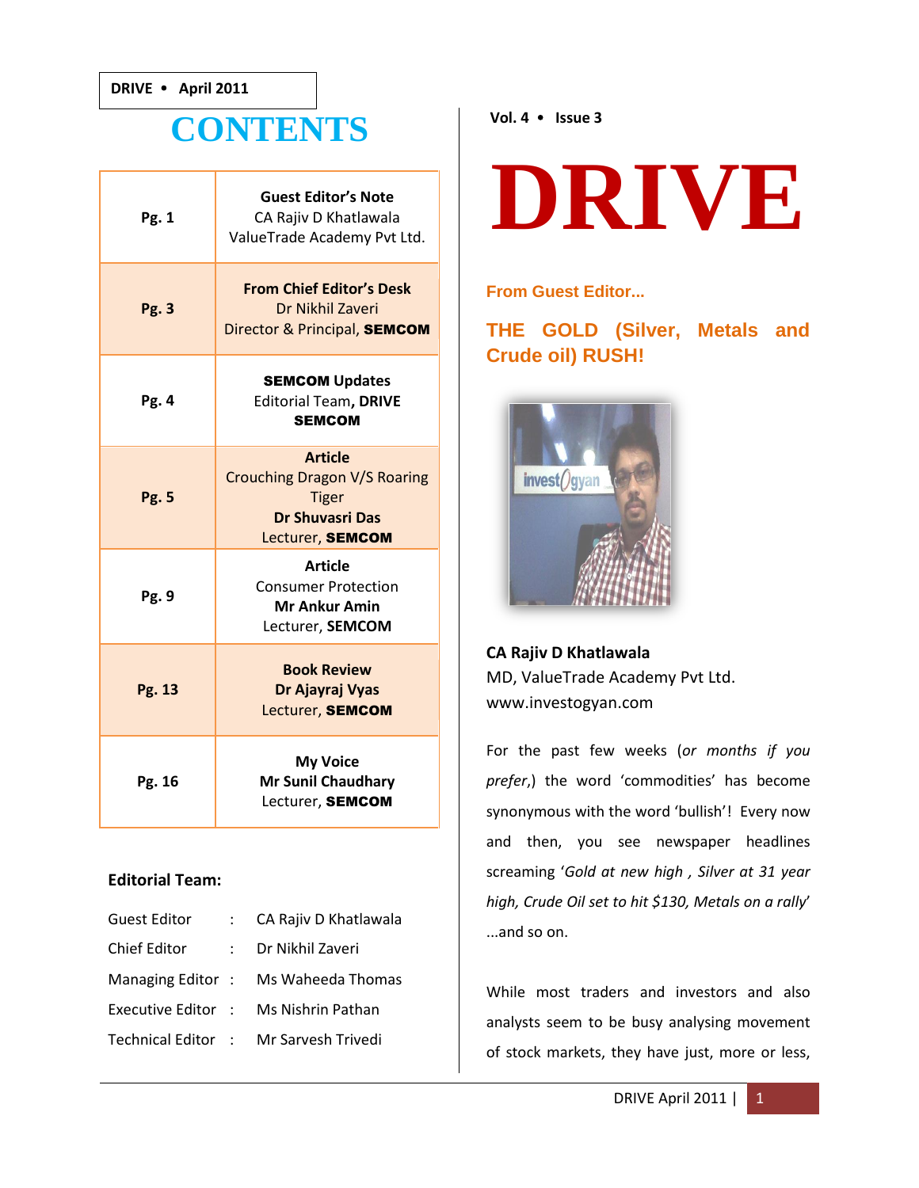DRIVE • April 2011

# CONTENTS

| Pg. | Content |
|---|---|
| Pg. 1 | **Guest Editor's Note** CA Rajiv D Khatlawala ValueTrade Academy Pvt Ltd. |
| Pg. 3 | **From Chief Editor's Desk** Dr Nikhil Zaveri Director & Principal, **SEMCOM** |
| Pg. 4 | **SEMCOM Updates** Editorial Team, **DRIVE SEMCOM** |
| Pg. 5 | **Article** Crouching Dragon V/S Roaring Tiger **Dr Shuvasri Das** Lecturer, **SEMCOM** |
| Pg. 9 | **Article** Consumer Protection **Mr Ankur Amin** Lecturer, **SEMCOM** |
| Pg. 13 | **Book Review** **Dr Ajayraj Vyas** Lecturer, **SEMCOM** |
| Pg. 16 | **My Voice** **Mr Sunil Chaudhary** Lecturer, **SEMCOM** |

**Editorial Team:**

| | | |
|---|---|---|
| Guest Editor | : | CA Rajiv D Khatlawala |
| Chief Editor | : | Dr Nikhil Zaveri |
| Managing Editor | : | Ms Waheeda Thomas |
| Executive Editor | : | Ms Nishrin Pathan |
| Technical Editor | : | Mr Sarvesh Trivedi |

Vol. 4 • Issue 3

# DRIVE

### From Guest Editor...

## THE GOLD (Silver, Metals and Crude oil) RUSH!

**CA Rajiv D Khatlawala**
MD, ValueTrade Academy Pvt Ltd.
www.investogyan.com

For the past few weeks (*or months if you prefer*,) the word 'commodities' has become synonymous with the word 'bullish'! Every now and then, you see newspaper headlines screaming '*Gold at new high , Silver at 31 year high, Crude Oil set to hit $130, Metals on a rally*' ...and so on.

While most traders and investors and also analysts seem to be busy analysing movement of stock markets, they have just, more or less,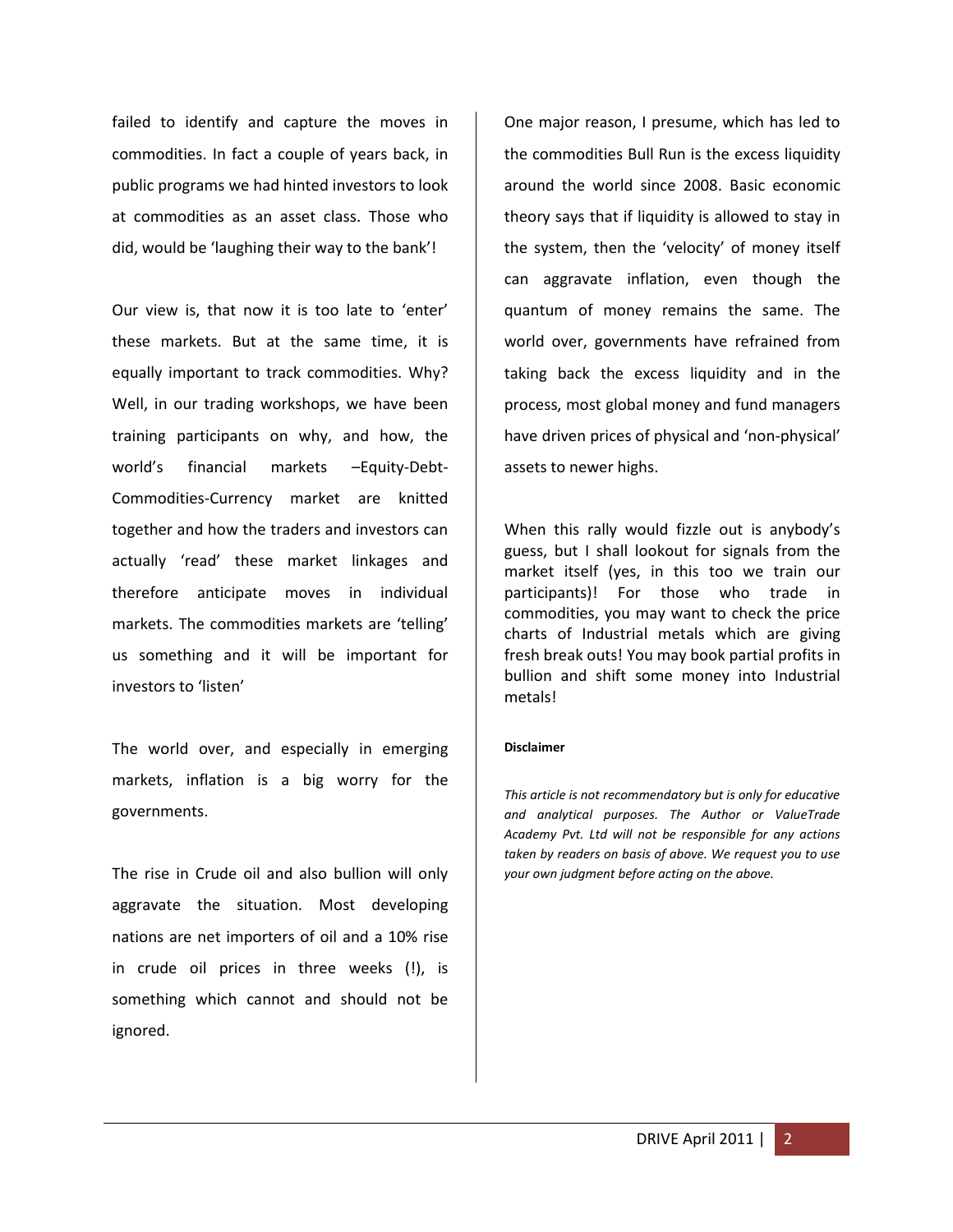failed to identify and capture the moves in commodities. In fact a couple of years back, in public programs we had hinted investors to look at commodities as an asset class. Those who did, would be 'laughing their way to the bank'!

Our view is, that now it is too late to 'enter' these markets. But at the same time, it is equally important to track commodities. Why? Well, in our trading workshops, we have been training participants on why, and how, the world's financial markets –Equity-Debt-Commodities-Currency market are knitted together and how the traders and investors can actually 'read' these market linkages and therefore anticipate moves in individual markets. The commodities markets are 'telling' us something and it will be important for investors to 'listen'

The world over, and especially in emerging markets, inflation is a big worry for the governments.

The rise in Crude oil and also bullion will only aggravate the situation. Most developing nations are net importers of oil and a 10% rise in crude oil prices in three weeks (!), is something which cannot and should not be ignored.

One major reason, I presume, which has led to the commodities Bull Run is the excess liquidity around the world since 2008. Basic economic theory says that if liquidity is allowed to stay in the system, then the 'velocity' of money itself can aggravate inflation, even though the quantum of money remains the same. The world over, governments have refrained from taking back the excess liquidity and in the process, most global money and fund managers have driven prices of physical and 'non-physical' assets to newer highs.

When this rally would fizzle out is anybody's guess, but I shall lookout for signals from the market itself (yes, in this too we train our participants)! For those who trade in commodities, you may want to check the price charts of Industrial metals which are giving fresh break outs! You may book partial profits in bullion and shift some money into Industrial metals!

**Disclaimer**

*This article is not recommendatory but is only for educative and analytical purposes. The Author or ValueTrade Academy Pvt. Ltd will not be responsible for any actions taken by readers on basis of above. We request you to use your own judgment before acting on the above.*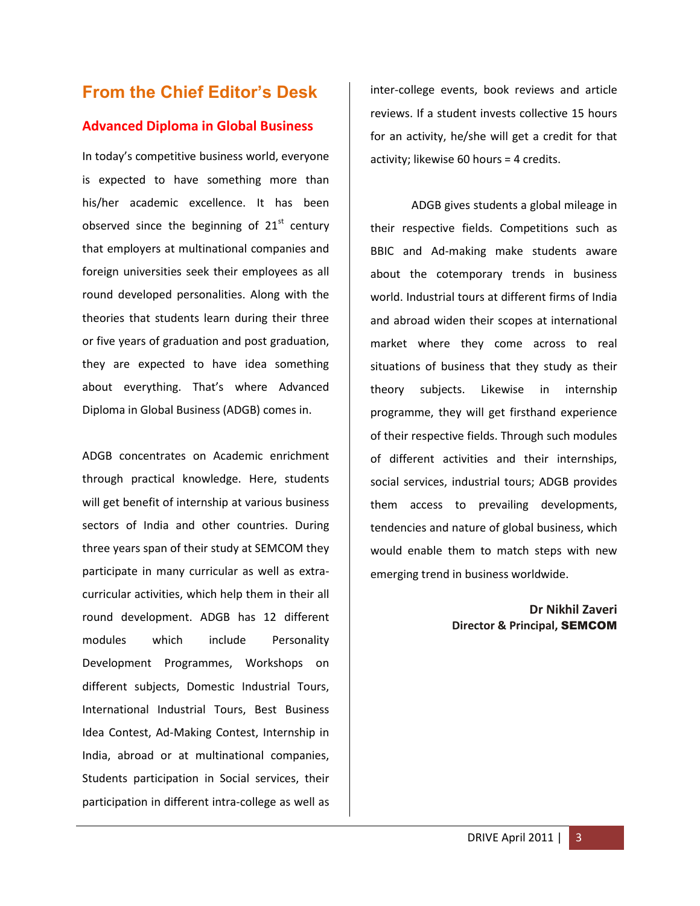## From the Chief Editor's Desk

### Advanced Diploma in Global Business

In today's competitive business world, everyone is expected to have something more than his/her academic excellence. It has been observed since the beginning of 21st century that employers at multinational companies and foreign universities seek their employees as all round developed personalities. Along with the theories that students learn during their three or five years of graduation and post graduation, they are expected to have idea something about everything. That's where Advanced Diploma in Global Business (ADGB) comes in.

ADGB concentrates on Academic enrichment through practical knowledge. Here, students will get benefit of internship at various business sectors of India and other countries. During three years span of their study at SEMCOM they participate in many curricular as well as extra-curricular activities, which help them in their all round development. ADGB has 12 different modules which include Personality Development Programmes, Workshops on different subjects, Domestic Industrial Tours, International Industrial Tours, Best Business Idea Contest, Ad-Making Contest, Internship in India, abroad or at multinational companies, Students participation in Social services, their participation in different intra-college as well as inter-college events, book reviews and article reviews. If a student invests collective 15 hours for an activity, he/she will get a credit for that activity; likewise 60 hours = 4 credits.

ADGB gives students a global mileage in their respective fields. Competitions such as BBIC and Ad-making make students aware about the cotemporary trends in business world. Industrial tours at different firms of India and abroad widen their scopes at international market where they come across to real situations of business that they study as their theory subjects. Likewise in internship programme, they will get firsthand experience of their respective fields. Through such modules of different activities and their internships, social services, industrial tours; ADGB provides them access to prevailing developments, tendencies and nature of global business, which would enable them to match steps with new emerging trend in business worldwide.

**Dr Nikhil Zaveri**
**Director & Principal, SEMCOM**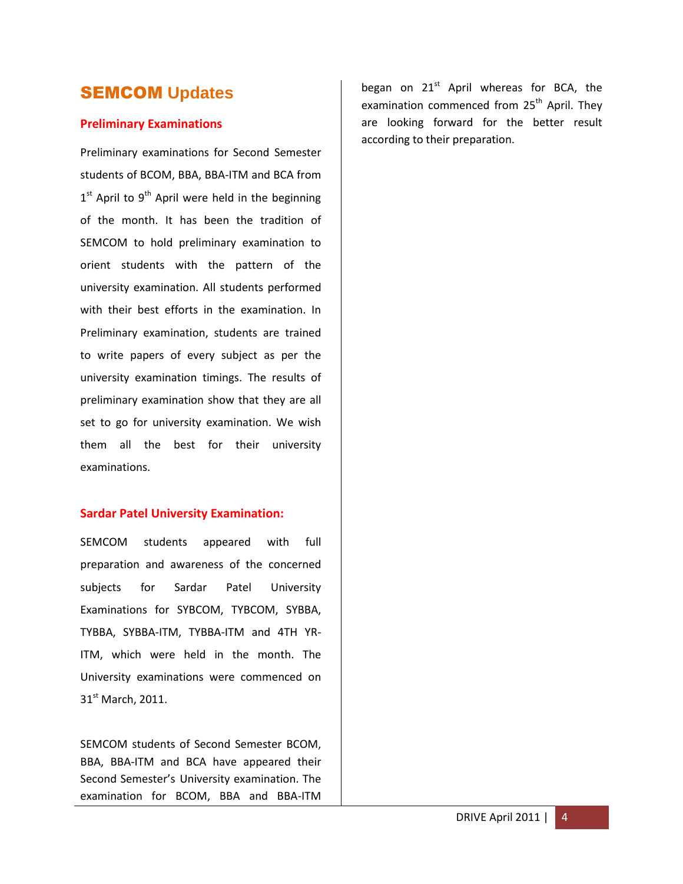# SEMCOM Updates

## Preliminary Examinations

Preliminary examinations for Second Semester students of BCOM, BBA, BBA-ITM and BCA from 1st April to 9th April were held in the beginning of the month. It has been the tradition of SEMCOM to hold preliminary examination to orient students with the pattern of the university examination. All students performed with their best efforts in the examination. In Preliminary examination, students are trained to write papers of every subject as per the university examination timings. The results of preliminary examination show that they are all set to go for university examination. We wish them all the best for their university examinations.

## Sardar Patel University Examination:

SEMCOM students appeared with full preparation and awareness of the concerned subjects for Sardar Patel University Examinations for SYBCOM, TYBCOM, SYBBA, TYBBA, SYBBA-ITM, TYBBA-ITM and 4TH YR-ITM, which were held in the month. The University examinations were commenced on 31st March, 2011.

SEMCOM students of Second Semester BCOM, BBA, BBA-ITM and BCA have appeared their Second Semester's University examination. The examination for BCOM, BBA and BBA-ITM began on 21st April whereas for BCA, the examination commenced from 25th April. They are looking forward for the better result according to their preparation.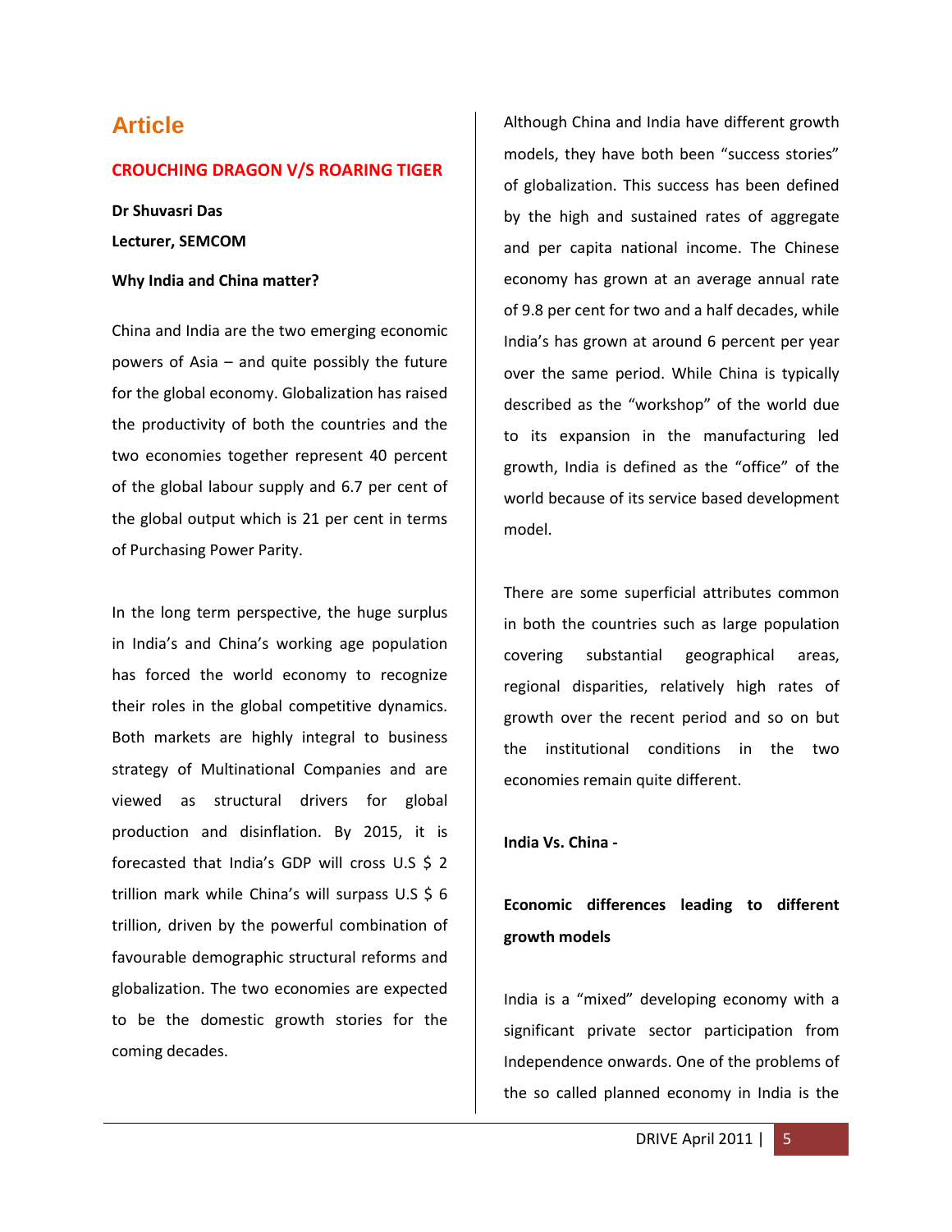# Article

## CROUCHING DRAGON V/S ROARING TIGER

**Dr Shuvasri Das**

**Lecturer, SEMCOM**

**Why India and China matter?**

China and India are the two emerging economic powers of Asia – and quite possibly the future for the global economy. Globalization has raised the productivity of both the countries and the two economies together represent 40 percent of the global labour supply and 6.7 per cent of the global output which is 21 per cent in terms of Purchasing Power Parity.

In the long term perspective, the huge surplus in India's and China's working age population has forced the world economy to recognize their roles in the global competitive dynamics. Both markets are highly integral to business strategy of Multinational Companies and are viewed as structural drivers for global production and disinflation. By 2015, it is forecasted that India's GDP will cross U.S $ 2 trillion mark while China's will surpass U.S $ 6 trillion, driven by the powerful combination of favourable demographic structural reforms and globalization. The two economies are expected to be the domestic growth stories for the coming decades.

Although China and India have different growth models, they have both been "success stories" of globalization. This success has been defined by the high and sustained rates of aggregate and per capita national income. The Chinese economy has grown at an average annual rate of 9.8 per cent for two and a half decades, while India's has grown at around 6 percent per year over the same period. While China is typically described as the "workshop" of the world due to its expansion in the manufacturing led growth, India is defined as the "office" of the world because of its service based development model.

There are some superficial attributes common in both the countries such as large population covering substantial geographical areas, regional disparities, relatively high rates of growth over the recent period and so on but the institutional conditions in the two economies remain quite different.

**India Vs. China -**

**Economic differences leading to different growth models**

India is a "mixed" developing economy with a significant private sector participation from Independence onwards. One of the problems of the so called planned economy in India is the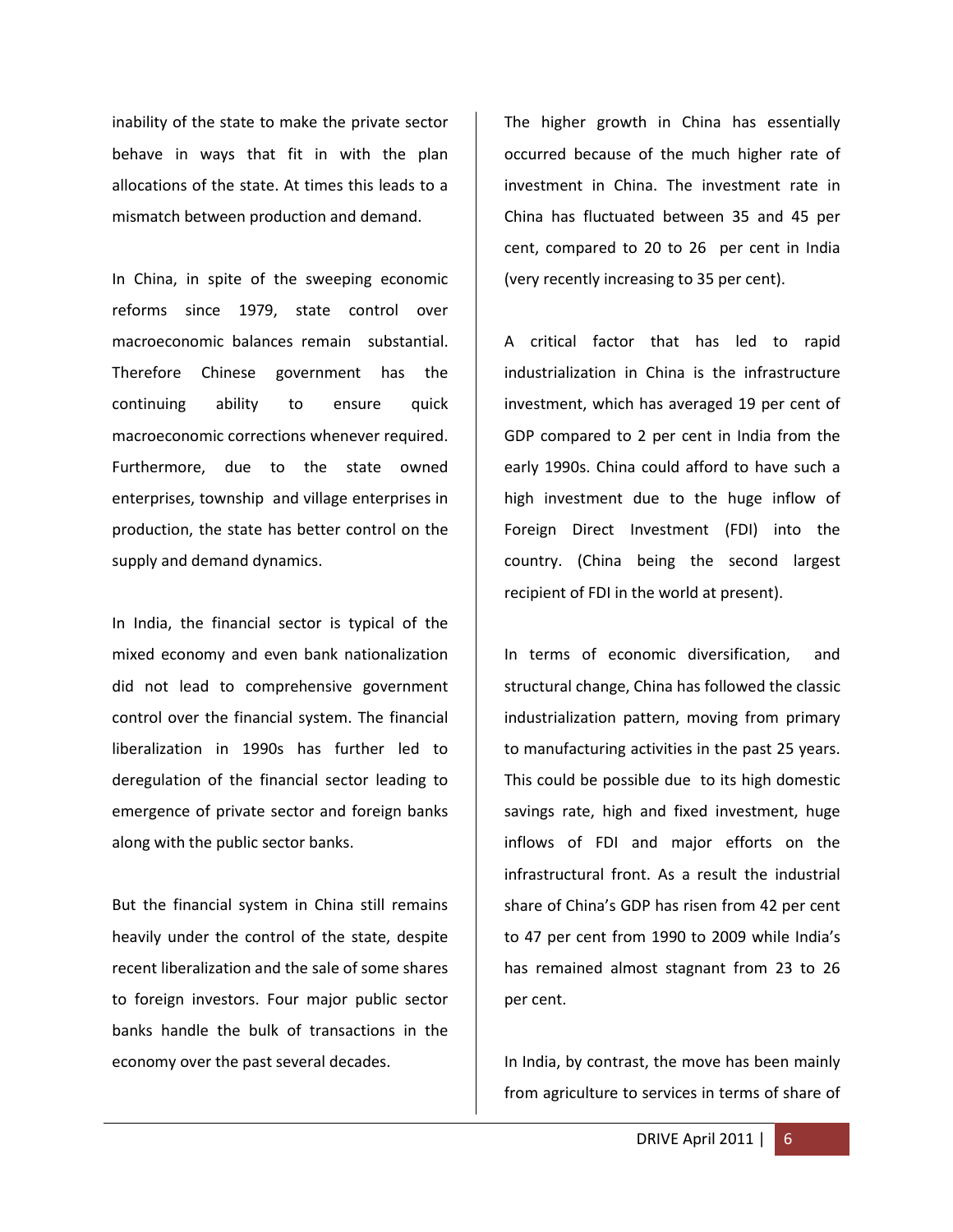inability of the state to make the private sector behave in ways that fit in with the plan allocations of the state. At times this leads to a mismatch between production and demand.

In China, in spite of the sweeping economic reforms since 1979, state control over macroeconomic balances remain substantial. Therefore Chinese government has the continuing ability to ensure quick macroeconomic corrections whenever required. Furthermore, due to the state owned enterprises, township and village enterprises in production, the state has better control on the supply and demand dynamics.

In India, the financial sector is typical of the mixed economy and even bank nationalization did not lead to comprehensive government control over the financial system. The financial liberalization in 1990s has further led to deregulation of the financial sector leading to emergence of private sector and foreign banks along with the public sector banks.

But the financial system in China still remains heavily under the control of the state, despite recent liberalization and the sale of some shares to foreign investors. Four major public sector banks handle the bulk of transactions in the economy over the past several decades.

The higher growth in China has essentially occurred because of the much higher rate of investment in China. The investment rate in China has fluctuated between 35 and 45 per cent, compared to 20 to 26 per cent in India (very recently increasing to 35 per cent).

A critical factor that has led to rapid industrialization in China is the infrastructure investment, which has averaged 19 per cent of GDP compared to 2 per cent in India from the early 1990s. China could afford to have such a high investment due to the huge inflow of Foreign Direct Investment (FDI) into the country. (China being the second largest recipient of FDI in the world at present).

In terms of economic diversification, and structural change, China has followed the classic industrialization pattern, moving from primary to manufacturing activities in the past 25 years. This could be possible due to its high domestic savings rate, high and fixed investment, huge inflows of FDI and major efforts on the infrastructural front. As a result the industrial share of China's GDP has risen from 42 per cent to 47 per cent from 1990 to 2009 while India's has remained almost stagnant from 23 to 26 per cent.

In India, by contrast, the move has been mainly from agriculture to services in terms of share of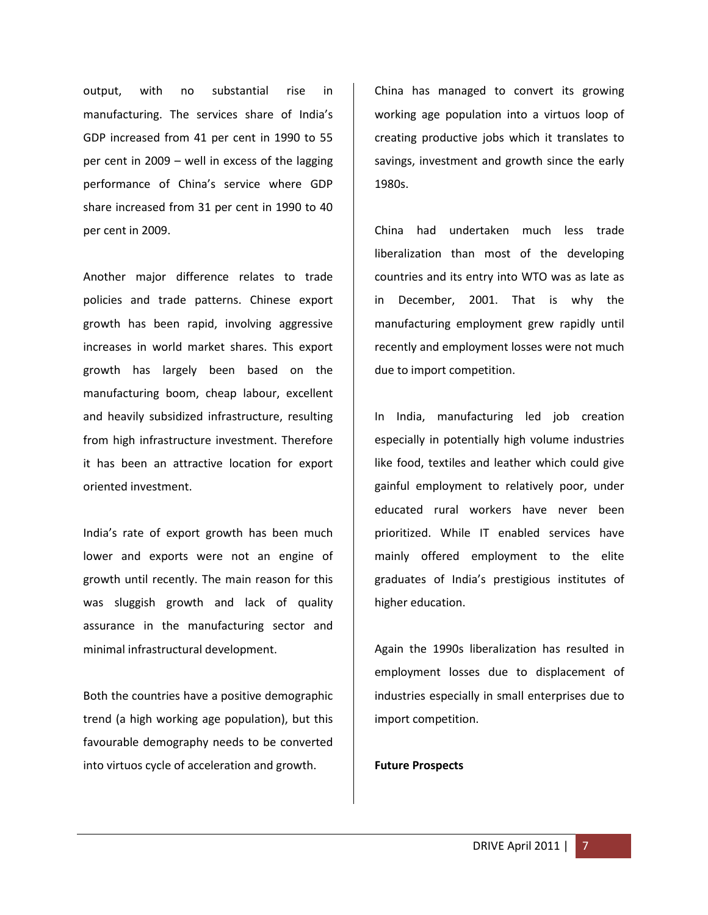output, with no substantial rise in manufacturing. The services share of India's GDP increased from 41 per cent in 1990 to 55 per cent in 2009 – well in excess of the lagging performance of China's service where GDP share increased from 31 per cent in 1990 to 40 per cent in 2009.

Another major difference relates to trade policies and trade patterns. Chinese export growth has been rapid, involving aggressive increases in world market shares. This export growth has largely been based on the manufacturing boom, cheap labour, excellent and heavily subsidized infrastructure, resulting from high infrastructure investment. Therefore it has been an attractive location for export oriented investment.

India's rate of export growth has been much lower and exports were not an engine of growth until recently. The main reason for this was sluggish growth and lack of quality assurance in the manufacturing sector and minimal infrastructural development.

Both the countries have a positive demographic trend (a high working age population), but this favourable demography needs to be converted into virtuos cycle of acceleration and growth. China has managed to convert its growing working age population into a virtuos loop of creating productive jobs which it translates to savings, investment and growth since the early 1980s.

China had undertaken much less trade liberalization than most of the developing countries and its entry into WTO was as late as in December, 2001. That is why the manufacturing employment grew rapidly until recently and employment losses were not much due to import competition.

In India, manufacturing led job creation especially in potentially high volume industries like food, textiles and leather which could give gainful employment to relatively poor, under educated rural workers have never been prioritized. While IT enabled services have mainly offered employment to the elite graduates of India's prestigious institutes of higher education.

Again the 1990s liberalization has resulted in employment losses due to displacement of industries especially in small enterprises due to import competition.

**Future Prospects**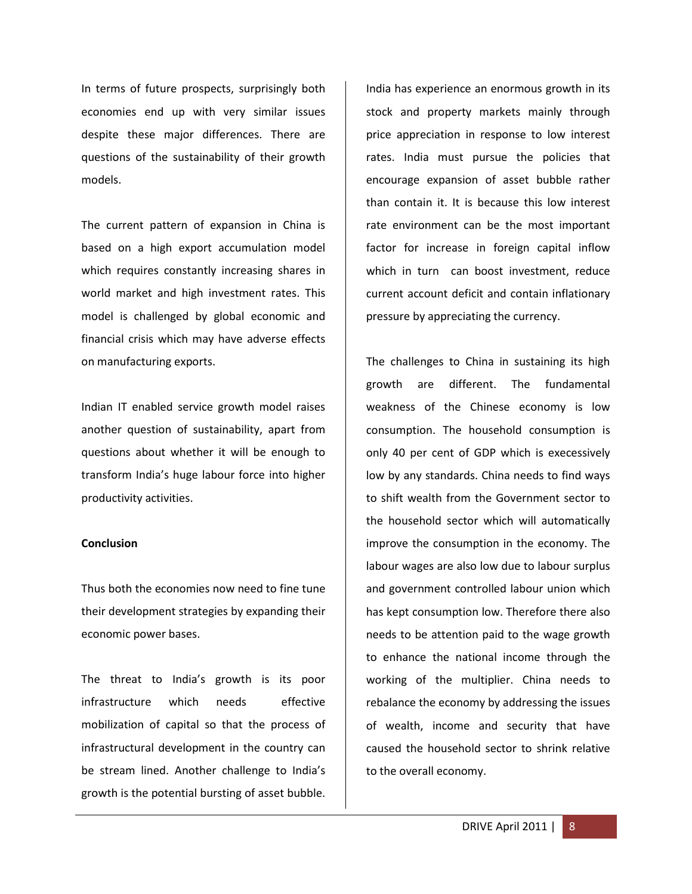In terms of future prospects, surprisingly both economies end up with very similar issues despite these major differences. There are questions of the sustainability of their growth models.

The current pattern of expansion in China is based on a high export accumulation model which requires constantly increasing shares in world market and high investment rates. This model is challenged by global economic and financial crisis which may have adverse effects on manufacturing exports.

Indian IT enabled service growth model raises another question of sustainability, apart from questions about whether it will be enough to transform India's huge labour force into higher productivity activities.

**Conclusion**

Thus both the economies now need to fine tune their development strategies by expanding their economic power bases.

The threat to India's growth is its poor infrastructure which needs effective mobilization of capital so that the process of infrastructural development in the country can be stream lined. Another challenge to India's growth is the potential bursting of asset bubble. India has experience an enormous growth in its stock and property markets mainly through price appreciation in response to low interest rates. India must pursue the policies that encourage expansion of asset bubble rather than contain it. It is because this low interest rate environment can be the most important factor for increase in foreign capital inflow which in turn can boost investment, reduce current account deficit and contain inflationary pressure by appreciating the currency.

The challenges to China in sustaining its high growth are different. The fundamental weakness of the Chinese economy is low consumption. The household consumption is only 40 per cent of GDP which is execessively low by any standards. China needs to find ways to shift wealth from the Government sector to the household sector which will automatically improve the consumption in the economy. The labour wages are also low due to labour surplus and government controlled labour union which has kept consumption low. Therefore there also needs to be attention paid to the wage growth to enhance the national income through the working of the multiplier. China needs to rebalance the economy by addressing the issues of wealth, income and security that have caused the household sector to shrink relative to the overall economy.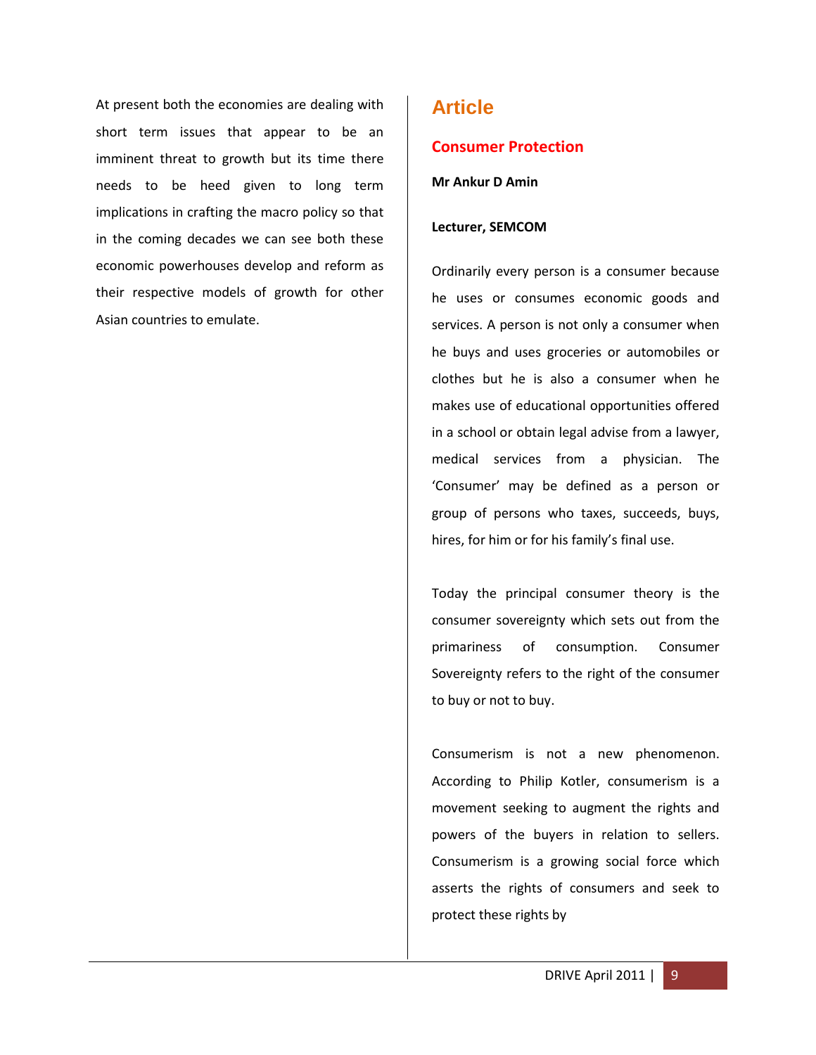At present both the economies are dealing with short term issues that appear to be an imminent threat to growth but its time there needs to be heed given to long term implications in crafting the macro policy so that in the coming decades we can see both these economic powerhouses develop and reform as their respective models of growth for other Asian countries to emulate.

# Article

## Consumer Protection

**Mr Ankur D Amin**

**Lecturer, SEMCOM**

Ordinarily every person is a consumer because he uses or consumes economic goods and services. A person is not only a consumer when he buys and uses groceries or automobiles or clothes but he is also a consumer when he makes use of educational opportunities offered in a school or obtain legal advise from a lawyer, medical services from a physician. The 'Consumer' may be defined as a person or group of persons who taxes, succeeds, buys, hires, for him or for his family's final use.

Today the principal consumer theory is the consumer sovereignty which sets out from the primariness of consumption. Consumer Sovereignty refers to the right of the consumer to buy or not to buy.

Consumerism is not a new phenomenon. According to Philip Kotler, consumerism is a movement seeking to augment the rights and powers of the buyers in relation to sellers. Consumerism is a growing social force which asserts the rights of consumers and seek to protect these rights by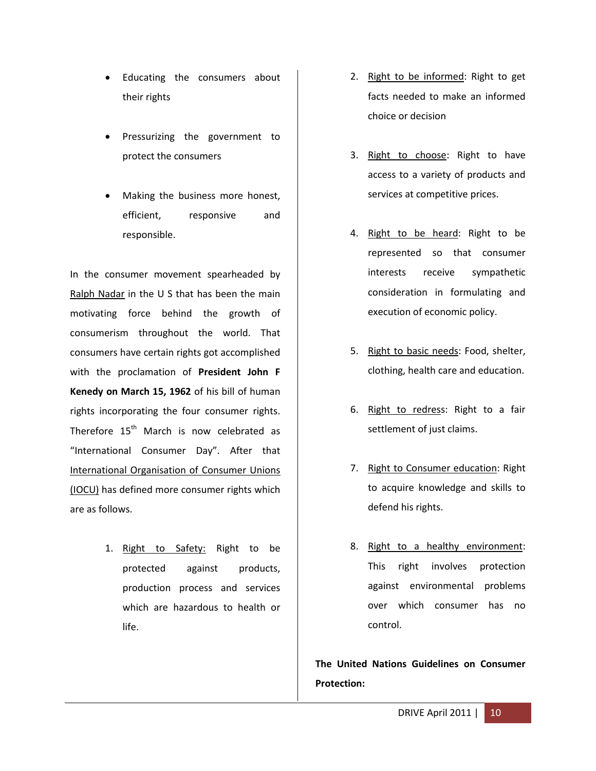- Educating the consumers about their rights
- Pressurizing the government to protect the consumers
- Making the business more honest, efficient, responsive and responsible.

In the consumer movement spearheaded by Ralph Nadar in the U S that has been the main motivating force behind the growth of consumerism throughout the world. That consumers have certain rights got accomplished with the proclamation of **President John F Kenedy on March 15, 1962** of his bill of human rights incorporating the four consumer rights. Therefore 15th March is now celebrated as "International Consumer Day". After that International Organisation of Consumer Unions (IOCU) has defined more consumer rights which are as follows.

1. Right to Safety: Right to be protected against products, production process and services which are hazardous to health or life.
2. Right to be informed: Right to get facts needed to make an informed choice or decision
3. Right to choose: Right to have access to a variety of products and services at competitive prices.
4. Right to be heard: Right to be represented so that consumer interests receive sympathetic consideration in formulating and execution of economic policy.
5. Right to basic needs: Food, shelter, clothing, health care and education.
6. Right to redress: Right to a fair settlement of just claims.
7. Right to Consumer education: Right to acquire knowledge and skills to defend his rights.
8. Right to a healthy environment: This right involves protection against environmental problems over which consumer has no control.

**The United Nations Guidelines on Consumer Protection:**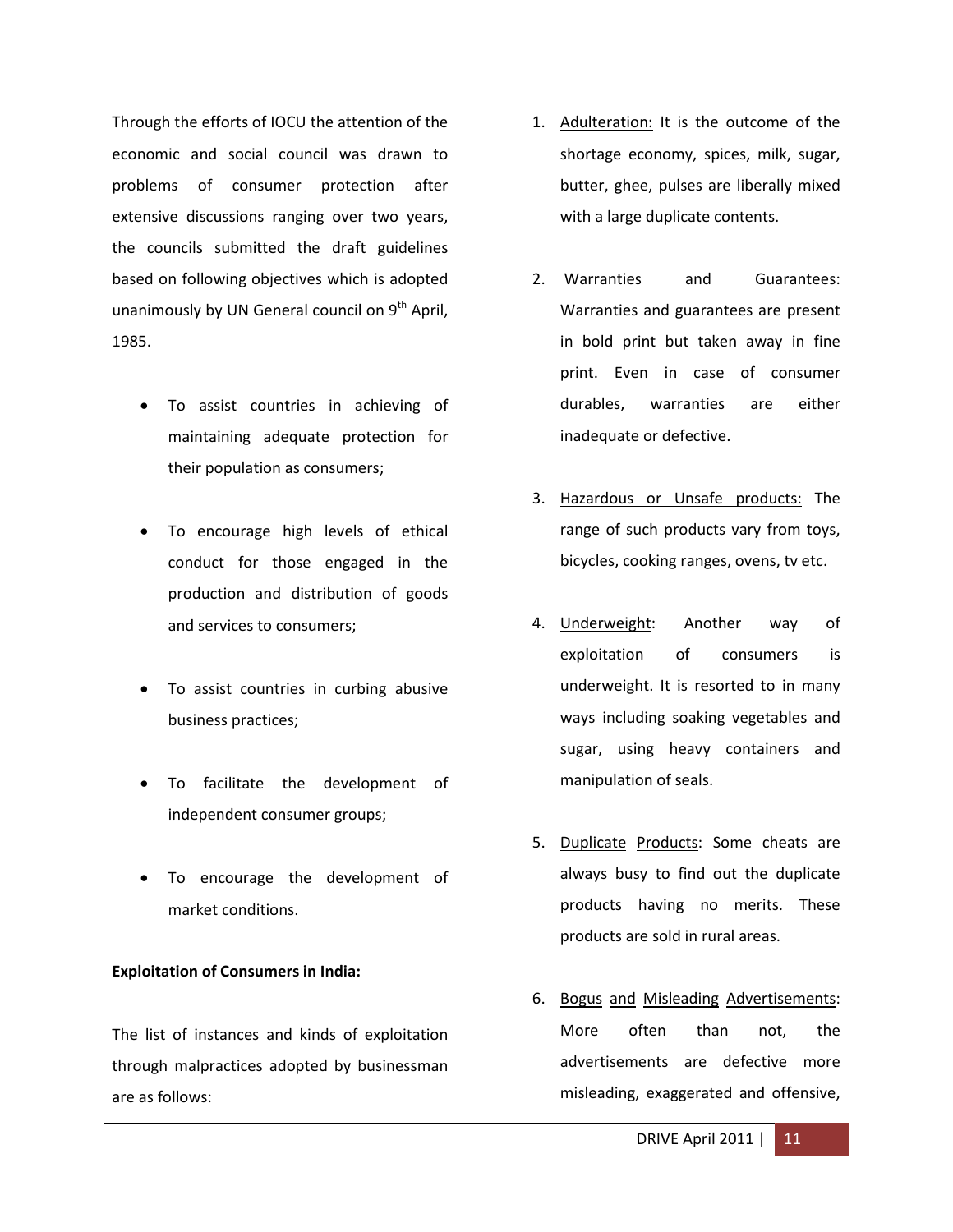Through the efforts of IOCU the attention of the economic and social council was drawn to problems of consumer protection after extensive discussions ranging over two years, the councils submitted the draft guidelines based on following objectives which is adopted unanimously by UN General council on 9th April, 1985.

- To assist countries in achieving of maintaining adequate protection for their population as consumers;
- To encourage high levels of ethical conduct for those engaged in the production and distribution of goods and services to consumers;
- To assist countries in curbing abusive business practices;
- To facilitate the development of independent consumer groups;
- To encourage the development of market conditions.

**Exploitation of Consumers in India:**

The list of instances and kinds of exploitation through malpractices adopted by businessman are as follows:

1. Adulteration: It is the outcome of the shortage economy, spices, milk, sugar, butter, ghee, pulses are liberally mixed with a large duplicate contents.
2. Warranties and Guarantees: Warranties and guarantees are present in bold print but taken away in fine print. Even in case of consumer durables, warranties are either inadequate or defective.
3. Hazardous or Unsafe products: The range of such products vary from toys, bicycles, cooking ranges, ovens, tv etc.
4. Underweight: Another way of exploitation of consumers is underweight. It is resorted to in many ways including soaking vegetables and sugar, using heavy containers and manipulation of seals.
5. Duplicate Products: Some cheats are always busy to find out the duplicate products having no merits. These products are sold in rural areas.
6. Bogus and Misleading Advertisements: More often than not, the advertisements are defective more misleading, exaggerated and offensive,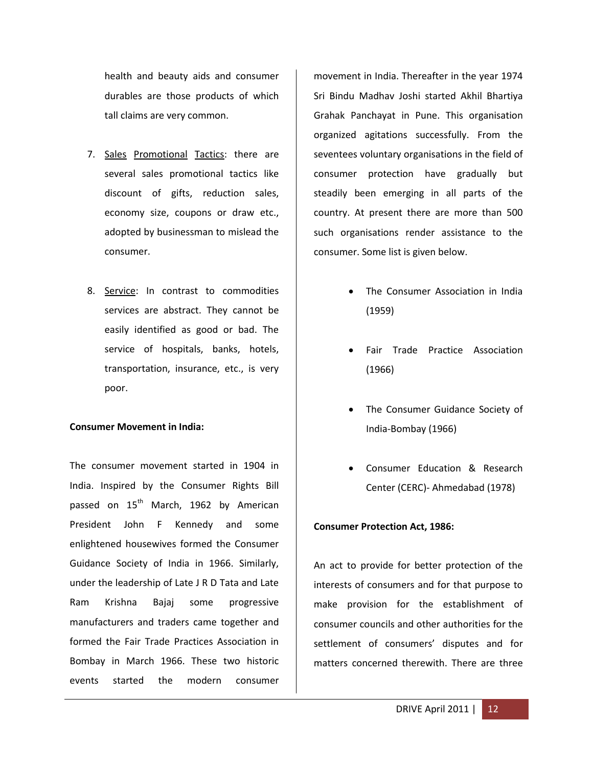health and beauty aids and consumer durables are those products of which tall claims are very common.

7. Sales Promotional Tactics: there are several sales promotional tactics like discount of gifts, reduction sales, economy size, coupons or draw etc., adopted by businessman to mislead the consumer.

8. Service: In contrast to commodities services are abstract. They cannot be easily identified as good or bad. The service of hospitals, banks, hotels, transportation, insurance, etc., is very poor.

**Consumer Movement in India:**

The consumer movement started in 1904 in India. Inspired by the Consumer Rights Bill passed on 15th March, 1962 by American President John F Kennedy and some enlightened housewives formed the Consumer Guidance Society of India in 1966. Similarly, under the leadership of Late J R D Tata and Late Ram Krishna Bajaj some progressive manufacturers and traders came together and formed the Fair Trade Practices Association in Bombay in March 1966. These two historic events started the modern consumer movement in India. Thereafter in the year 1974 Sri Bindu Madhav Joshi started Akhil Bhartiya Grahak Panchayat in Pune. This organisation organized agitations successfully. From the seventees voluntary organisations in the field of consumer protection have gradually but steadily been emerging in all parts of the country. At present there are more than 500 such organisations render assistance to the consumer. Some list is given below.

- The Consumer Association in India (1959)
- Fair Trade Practice Association (1966)
- The Consumer Guidance Society of India-Bombay (1966)
- Consumer Education & Research Center (CERC)- Ahmedabad (1978)

**Consumer Protection Act, 1986:**

An act to provide for better protection of the interests of consumers and for that purpose to make provision for the establishment of consumer councils and other authorities for the settlement of consumers' disputes and for matters concerned therewith. There are three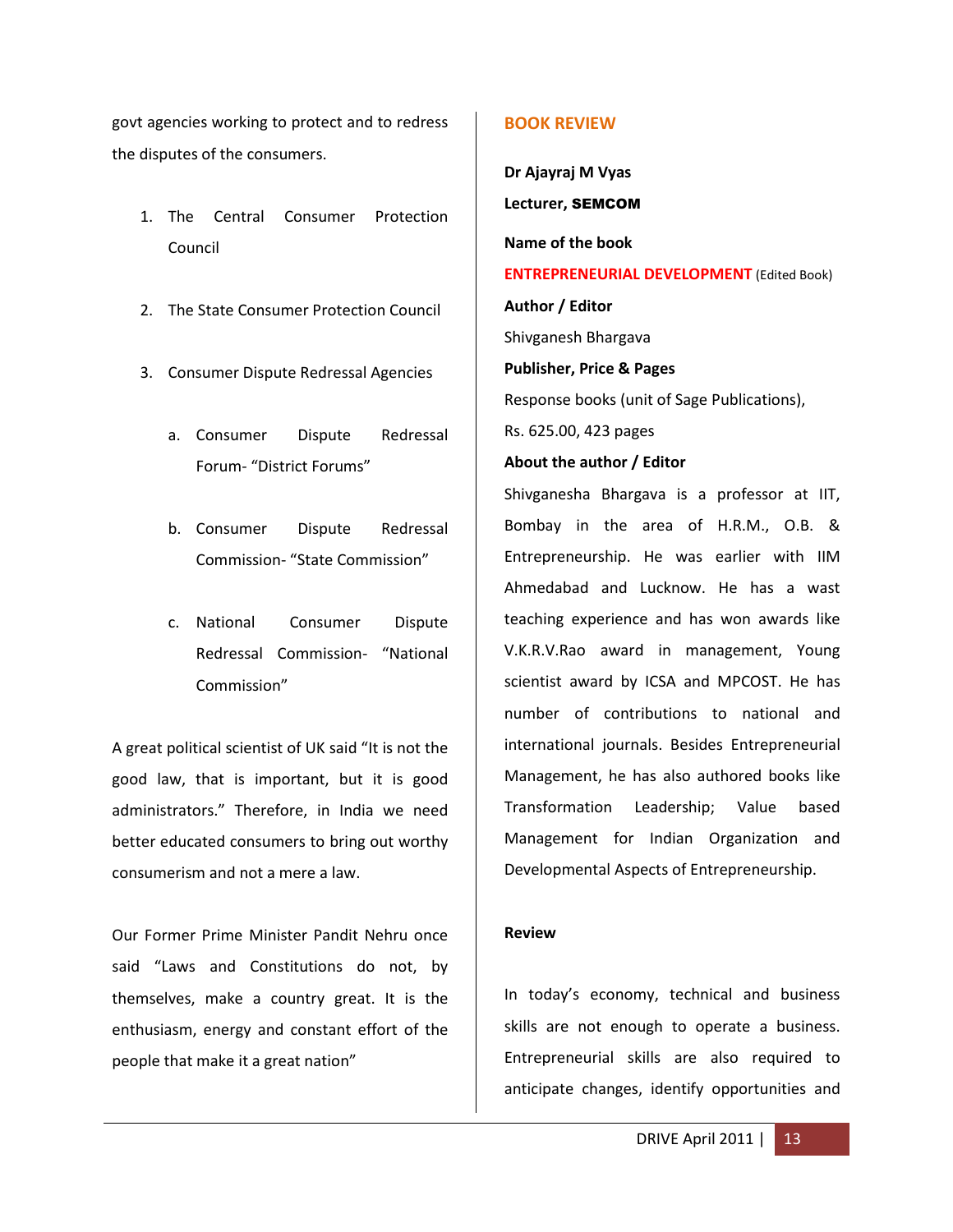govt agencies working to protect and to redress the disputes of the consumers.

1. The Central Consumer Protection Council
2. The State Consumer Protection Council
3. Consumer Dispute Redressal Agencies
   a. Consumer Dispute Redressal Forum- "District Forums"
   b. Consumer Dispute Redressal Commission- "State Commission"
   c. National Consumer Dispute Redressal Commission- "National Commission"

A great political scientist of UK said "It is not the good law, that is important, but it is good administrators." Therefore, in India we need better educated consumers to bring out worthy consumerism and not a mere a law.

Our Former Prime Minister Pandit Nehru once said "Laws and Constitutions do not, by themselves, make a country great. It is the enthusiasm, energy and constant effort of the people that make it a great nation"

## BOOK REVIEW

**Dr Ajayraj M Vyas**

**Lecturer, SEMCOM**

**Name of the book**

**ENTREPRENEURIAL DEVELOPMENT** (Edited Book)

**Author / Editor**

Shivganesh Bhargava

**Publisher, Price & Pages**

Response books (unit of Sage Publications), Rs. 625.00, 423 pages

**About the author / Editor**

Shivganesha Bhargava is a professor at IIT, Bombay in the area of H.R.M., O.B. & Entrepreneurship. He was earlier with IIM Ahmedabad and Lucknow. He has a wast teaching experience and has won awards like V.K.R.V.Rao award in management, Young scientist award by ICSA and MPCOST. He has number of contributions to national and international journals. Besides Entrepreneurial Management, he has also authored books like Transformation Leadership; Value based Management for Indian Organization and Developmental Aspects of Entrepreneurship.

**Review**

In today's economy, technical and business skills are not enough to operate a business. Entrepreneurial skills are also required to anticipate changes, identify opportunities and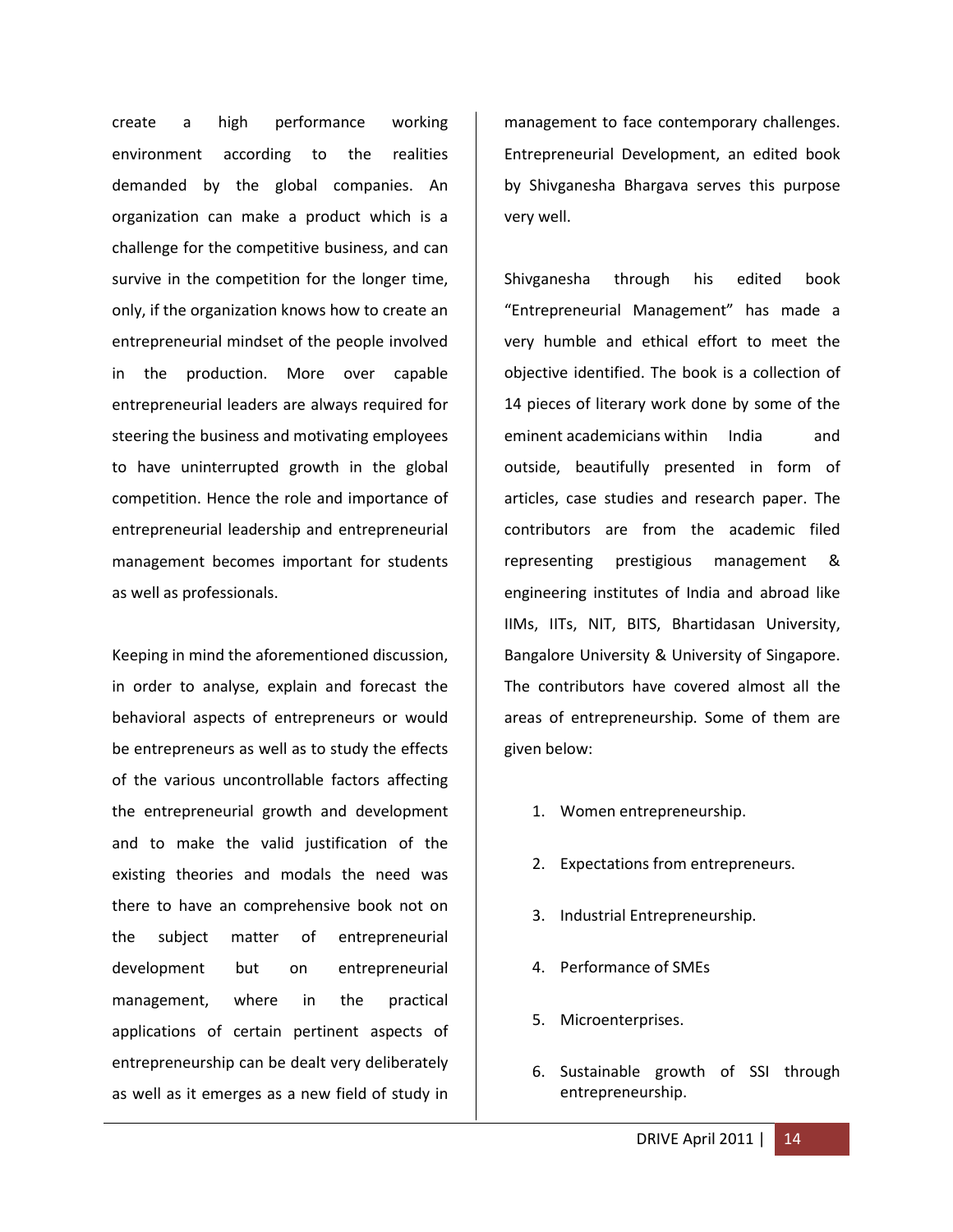create a high performance working environment according to the realities demanded by the global companies. An organization can make a product which is a challenge for the competitive business, and can survive in the competition for the longer time, only, if the organization knows how to create an entrepreneurial mindset of the people involved in the production. More over capable entrepreneurial leaders are always required for steering the business and motivating employees to have uninterrupted growth in the global competition. Hence the role and importance of entrepreneurial leadership and entrepreneurial management becomes important for students as well as professionals.

Keeping in mind the aforementioned discussion, in order to analyse, explain and forecast the behavioral aspects of entrepreneurs or would be entrepreneurs as well as to study the effects of the various uncontrollable factors affecting the entrepreneurial growth and development and to make the valid justification of the existing theories and modals the need was there to have an comprehensive book not on the subject matter of entrepreneurial development but on entrepreneurial management, where in the practical applications of certain pertinent aspects of entrepreneurship can be dealt very deliberately as well as it emerges as a new field of study in management to face contemporary challenges. Entrepreneurial Development, an edited book by Shivganesha Bhargava serves this purpose very well.

Shivganesha through his edited book "Entrepreneurial Management" has made a very humble and ethical effort to meet the objective identified. The book is a collection of 14 pieces of literary work done by some of the eminent academicians within India and outside, beautifully presented in form of articles, case studies and research paper. The contributors are from the academic filed representing prestigious management & engineering institutes of India and abroad like IIMs, IITs, NIT, BITS, Bhartidasan University, Bangalore University & University of Singapore. The contributors have covered almost all the areas of entrepreneurship. Some of them are given below:

1. Women entrepreneurship.
2. Expectations from entrepreneurs.
3. Industrial Entrepreneurship.
4. Performance of SMEs
5. Microenterprises.
6. Sustainable growth of SSI through entrepreneurship.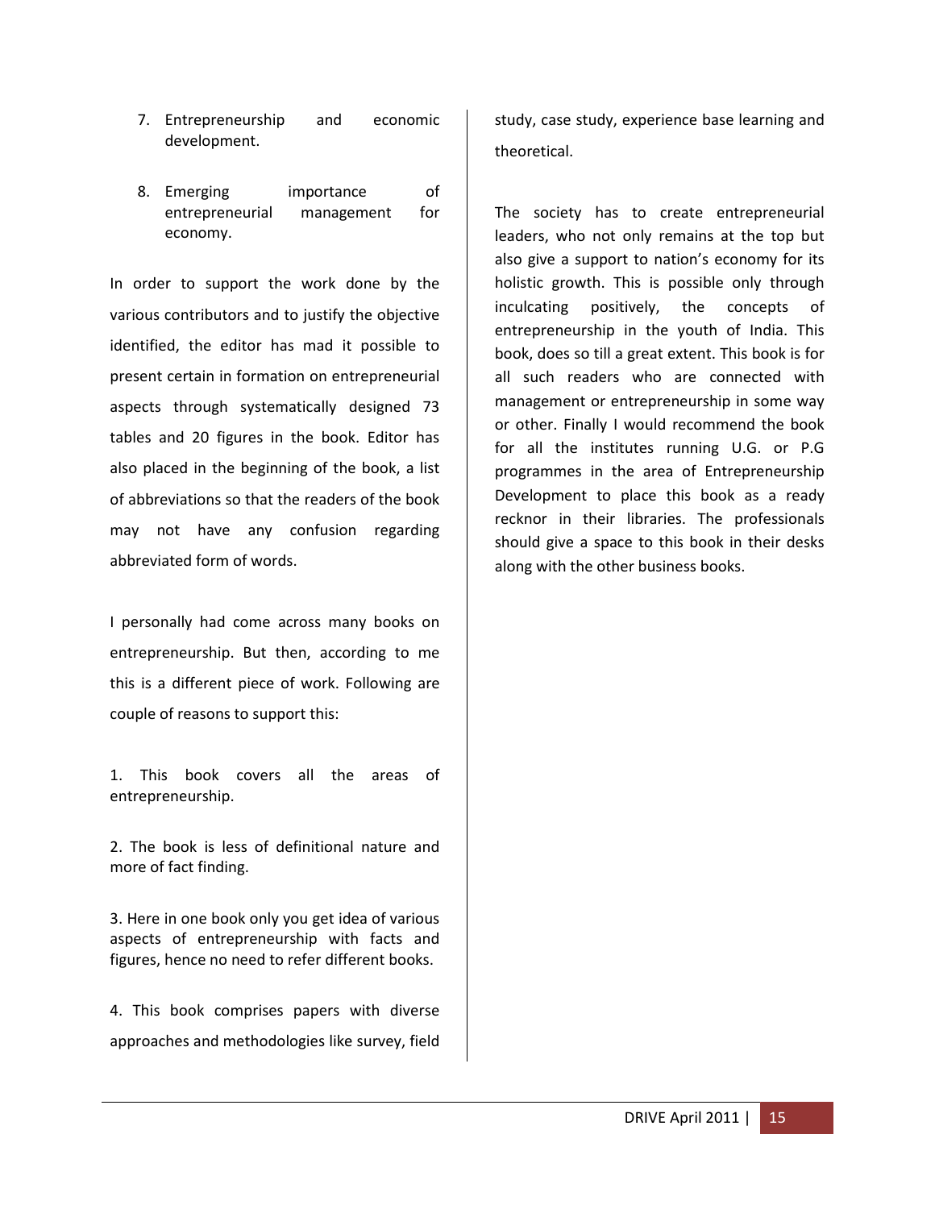7. Entrepreneurship and economic development.

8. Emerging importance of entrepreneurial management for economy.

In order to support the work done by the various contributors and to justify the objective identified, the editor has mad it possible to present certain in formation on entrepreneurial aspects through systematically designed 73 tables and 20 figures in the book. Editor has also placed in the beginning of the book, a list of abbreviations so that the readers of the book may not have any confusion regarding abbreviated form of words.

I personally had come across many books on entrepreneurship. But then, according to me this is a different piece of work. Following are couple of reasons to support this:

1. This book covers all the areas of entrepreneurship.

2. The book is less of definitional nature and more of fact finding.

3. Here in one book only you get idea of various aspects of entrepreneurship with facts and figures, hence no need to refer different books.

4. This book comprises papers with diverse approaches and methodologies like survey, field study, case study, experience base learning and theoretical.

The society has to create entrepreneurial leaders, who not only remains at the top but also give a support to nation's economy for its holistic growth. This is possible only through inculcating positively, the concepts of entrepreneurship in the youth of India. This book, does so till a great extent. This book is for all such readers who are connected with management or entrepreneurship in some way or other. Finally I would recommend the book for all the institutes running U.G. or P.G programmes in the area of Entrepreneurship Development to place this book as a ready recknor in their libraries. The professionals should give a space to this book in their desks along with the other business books.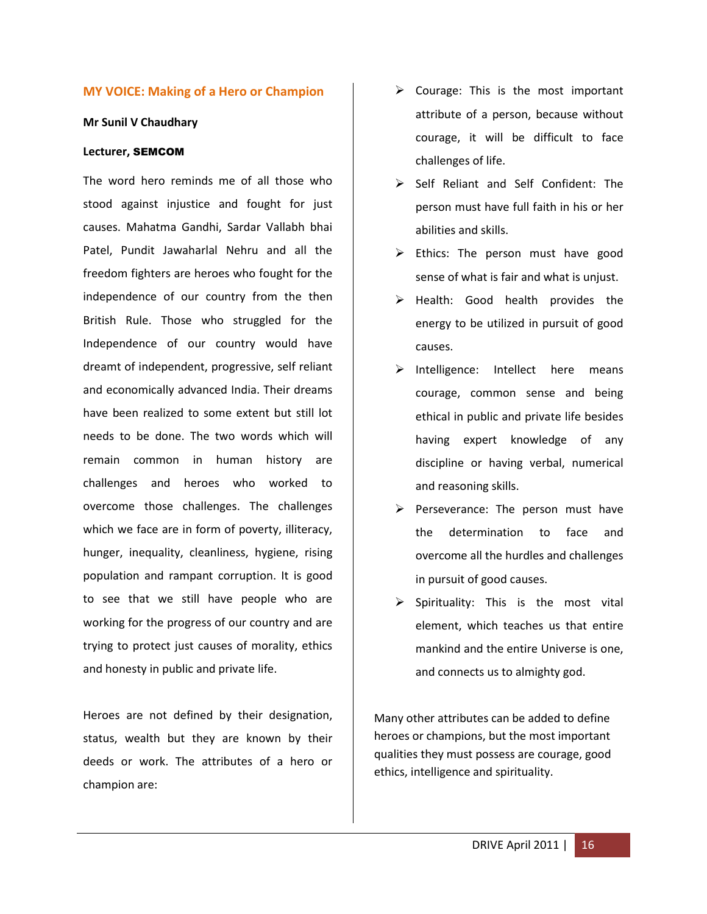## MY VOICE: Making of a Hero or Champion

**Mr Sunil V Chaudhary**

**Lecturer, SEMCOM**

The word hero reminds me of all those who stood against injustice and fought for just causes. Mahatma Gandhi, Sardar Vallabh bhai Patel, Pundit Jawaharlal Nehru and all the freedom fighters are heroes who fought for the independence of our country from the then British Rule. Those who struggled for the Independence of our country would have dreamt of independent, progressive, self reliant and economically advanced India. Their dreams have been realized to some extent but still lot needs to be done. The two words which will remain common in human history are challenges and heroes who worked to overcome those challenges. The challenges which we face are in form of poverty, illiteracy, hunger, inequality, cleanliness, hygiene, rising population and rampant corruption. It is good to see that we still have people who are working for the progress of our country and are trying to protect just causes of morality, ethics and honesty in public and private life.

Heroes are not defined by their designation, status, wealth but they are known by their deeds or work. The attributes of a hero or champion are:

- Courage: This is the most important attribute of a person, because without courage, it will be difficult to face challenges of life.
- Self Reliant and Self Confident: The person must have full faith in his or her abilities and skills.
- Ethics: The person must have good sense of what is fair and what is unjust.
- Health: Good health provides the energy to be utilized in pursuit of good causes.
- Intelligence: Intellect here means courage, common sense and being ethical in public and private life besides having expert knowledge of any discipline or having verbal, numerical and reasoning skills.
- Perseverance: The person must have the determination to face and overcome all the hurdles and challenges in pursuit of good causes.
- Spirituality: This is the most vital element, which teaches us that entire mankind and the entire Universe is one, and connects us to almighty god.

Many other attributes can be added to define heroes or champions, but the most important qualities they must possess are courage, good ethics, intelligence and spirituality.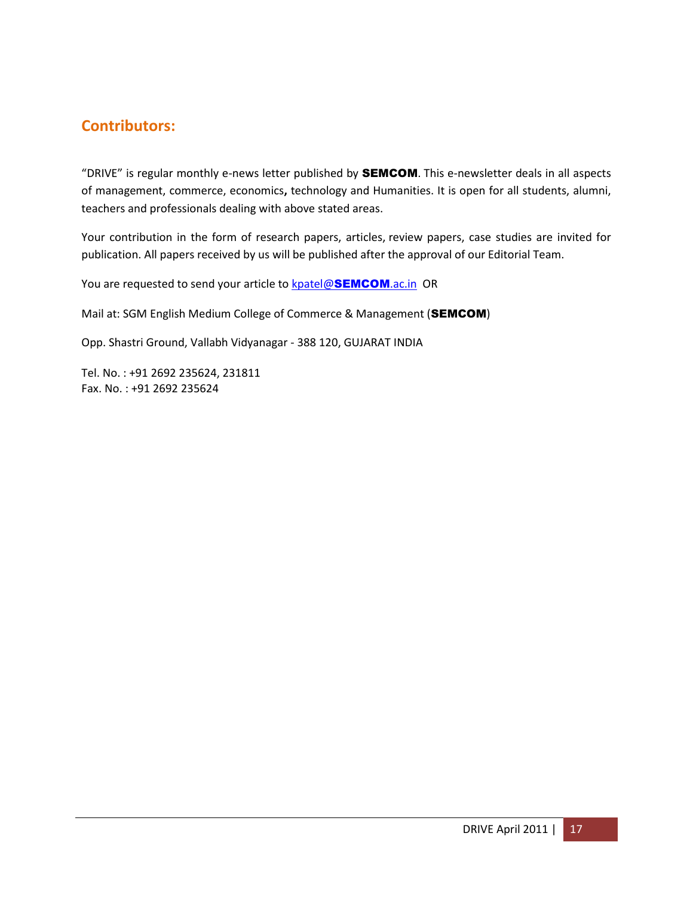## Contributors:

"DRIVE" is regular monthly e-news letter published by **SEMCOM**. This e-newsletter deals in all aspects of management, commerce, economics**,** technology and Humanities. It is open for all students, alumni, teachers and professionals dealing with above stated areas.

Your contribution in the form of research papers, articles, review papers, case studies are invited for publication. All papers received by us will be published after the approval of our Editorial Team.

You are requested to send your article to kpatel@**SEMCOM**.ac.in OR

Mail at: SGM English Medium College of Commerce & Management (**SEMCOM**)

Opp. Shastri Ground, Vallabh Vidyanagar - 388 120, GUJARAT INDIA

Tel. No. : +91 2692 235624, 231811
Fax. No. : +91 2692 235624